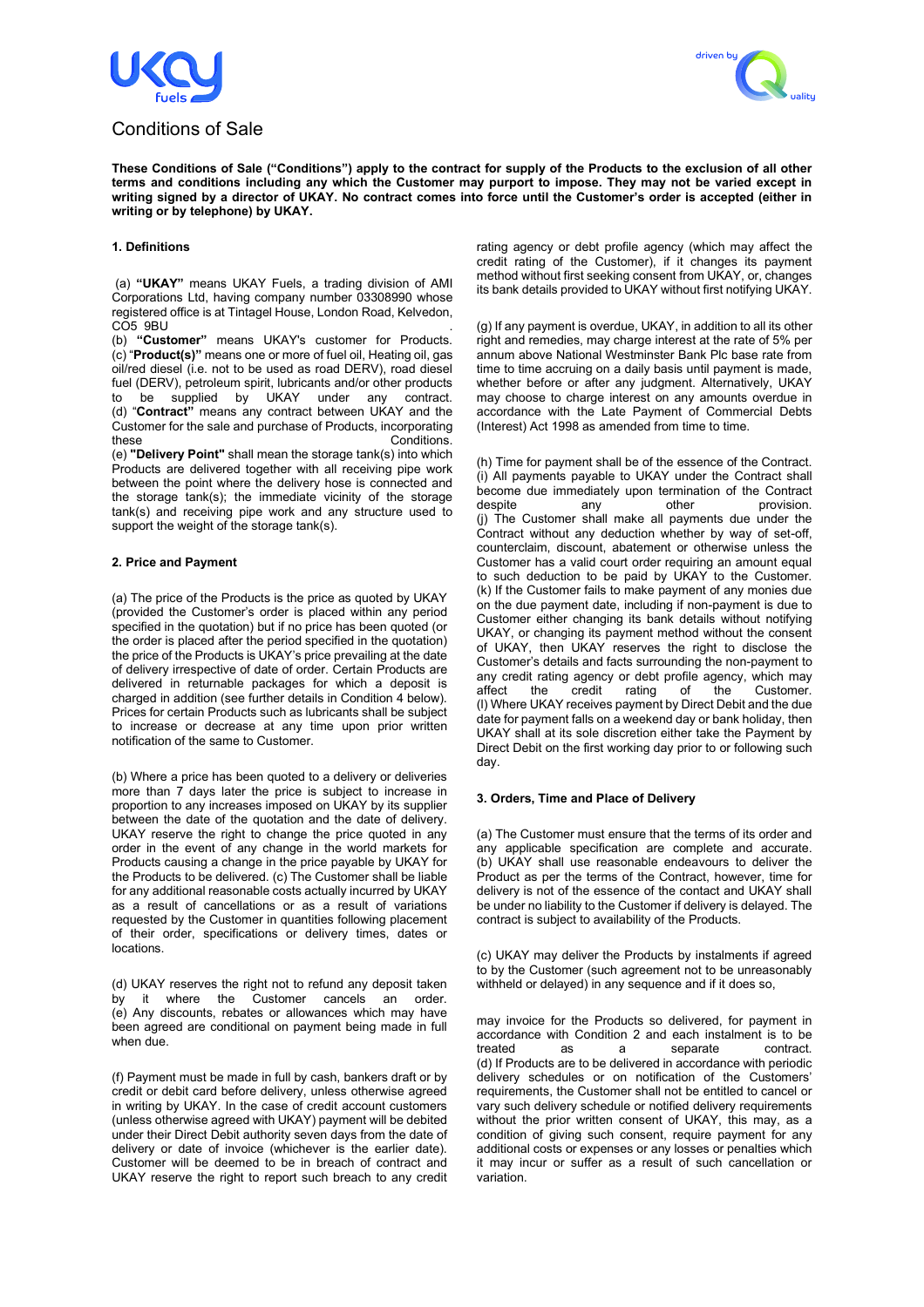# Conditions of Sale

**These Conditions of Sale ("Conditions") apply to the contract for supply of the Products to the exclusion of all other terms and conditions including any which the Customer may purport to impose. They may not be varied except in writing signed by a director of UKAY. No contract comes into force until the Customer's order is accepted (either in writing or by telephone) by UKAY.**

### 1. Definitions

(a) **"UKAY"** means UKAY Fuels, a trading division of AMI Corporations Ltd, having company number 03308990 whose registered office is at Tintagel House, London Road, Kelvedon, CO5 9BU .
(b) **"Customer"** means UKAY's customer for Products.
(c) "**Product(s)"** means one or more of fuel oil, Heating oil, gas oil/red diesel (i.e. not to be used as road DERV), road diesel fuel (DERV), petroleum spirit, lubricants and/or other products to be supplied by UKAY under any contract.
(d) "**Contract"** means any contract between UKAY and the Customer for the sale and purchase of Products, incorporating these Conditions.
(e) **"Delivery Point"** shall mean the storage tank(s) into which Products are delivered together with all receiving pipe work between the point where the delivery hose is connected and the storage tank(s); the immediate vicinity of the storage tank(s) and receiving pipe work and any structure used to support the weight of the storage tank(s).

### 2. Price and Payment

(a) The price of the Products is the price as quoted by UKAY (provided the Customer's order is placed within any period specified in the quotation) but if no price has been quoted (or the order is placed after the period specified in the quotation) the price of the Products is UKAY's price prevailing at the date of delivery irrespective of date of order. Certain Products are delivered in returnable packages for which a deposit is charged in addition (see further details in Condition 4 below). Prices for certain Products such as lubricants shall be subject to increase or decrease at any time upon prior written notification of the same to Customer.

(b) Where a price has been quoted to a delivery or deliveries more than 7 days later the price is subject to increase in proportion to any increases imposed on UKAY by its supplier between the date of the quotation and the date of delivery. UKAY reserve the right to change the price quoted in any order in the event of any change in the world markets for Products causing a change in the price payable by UKAY for the Products to be delivered. (c) The Customer shall be liable for any additional reasonable costs actually incurred by UKAY as a result of cancellations or as a result of variations requested by the Customer in quantities following placement of their order, specifications or delivery times, dates or locations.

(d) UKAY reserves the right not to refund any deposit taken by it where the Customer cancels an order.
(e) Any discounts, rebates or allowances which may have been agreed are conditional on payment being made in full when due.

(f) Payment must be made in full by cash, bankers draft or by credit or debit card before delivery, unless otherwise agreed in writing by UKAY. In the case of credit account customers (unless otherwise agreed with UKAY) payment will be debited under their Direct Debit authority seven days from the date of delivery or date of invoice (whichever is the earlier date). Customer will be deemed to be in breach of contract and UKAY reserve the right to report such breach to any credit rating agency or debt profile agency (which may affect the credit rating of the Customer), if it changes its payment method without first seeking consent from UKAY, or, changes its bank details provided to UKAY without first notifying UKAY.

(g) If any payment is overdue, UKAY, in addition to all its other right and remedies, may charge interest at the rate of 5% per annum above National Westminster Bank Plc base rate from time to time accruing on a daily basis until payment is made, whether before or after any judgment. Alternatively, UKAY may choose to charge interest on any amounts overdue in accordance with the Late Payment of Commercial Debts (Interest) Act 1998 as amended from time to time.

(h) Time for payment shall be of the essence of the Contract.
(i) All payments payable to UKAY under the Contract shall become due immediately upon termination of the Contract despite any other provision.
(j) The Customer shall make all payments due under the Contract without any deduction whether by way of set-off, counterclaim, discount, abatement or otherwise unless the Customer has a valid court order requiring an amount equal to such deduction to be paid by UKAY to the Customer.
(k) If the Customer fails to make payment of any monies due on the due payment date, including if non-payment is due to Customer either changing its bank details without notifying UKAY, or changing its payment method without the consent of UKAY, then UKAY reserves the right to disclose the Customer's details and facts surrounding the non-payment to any credit rating agency or debt profile agency, which may affect the credit rating of the Customer.
(l) Where UKAY receives payment by Direct Debit and the due date for payment falls on a weekend day or bank holiday, then UKAY shall at its sole discretion either take the Payment by Direct Debit on the first working day prior to or following such day.

### 3. Orders, Time and Place of Delivery

(a) The Customer must ensure that the terms of its order and any applicable specification are complete and accurate.
(b) UKAY shall use reasonable endeavours to deliver the Product as per the terms of the Contract, however, time for delivery is not of the essence of the contact and UKAY shall be under no liability to the Customer if delivery is delayed. The contract is subject to availability of the Products.

(c) UKAY may deliver the Products by instalments if agreed to by the Customer (such agreement not to be unreasonably withheld or delayed) in any sequence and if it does so,

may invoice for the Products so delivered, for payment in accordance with Condition 2 and each instalment is to be treated as a separate contract.
(d) If Products are to be delivered in accordance with periodic delivery schedules or on notification of the Customers' requirements, the Customer shall not be entitled to cancel or vary such delivery schedule or notified delivery requirements without the prior written consent of UKAY, this may, as a condition of giving such consent, require payment for any additional costs or expenses or any losses or penalties which it may incur or suffer as a result of such cancellation or variation.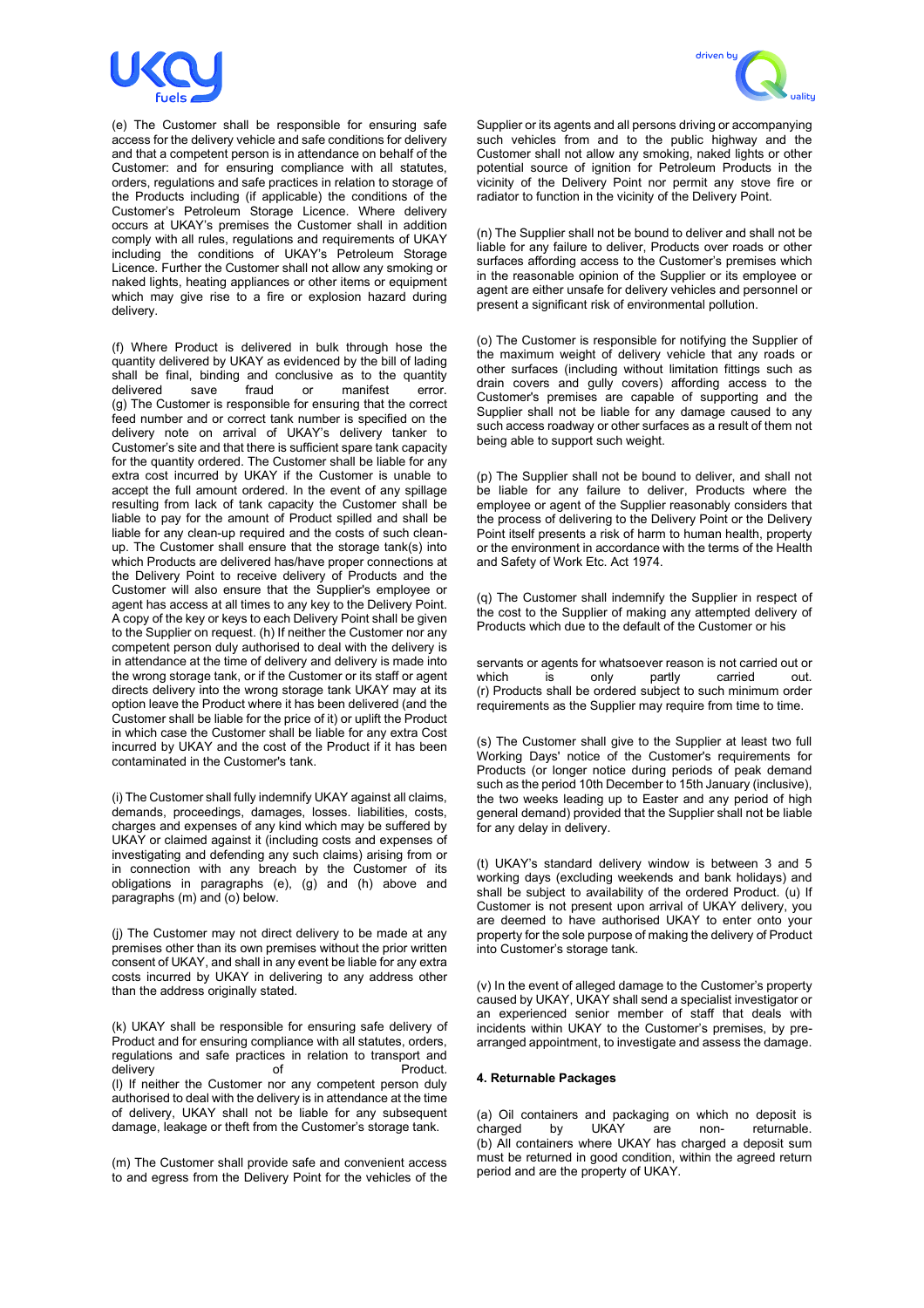(e) The Customer shall be responsible for ensuring safe access for the delivery vehicle and safe conditions for delivery and that a competent person is in attendance on behalf of the Customer: and for ensuring compliance with all statutes, orders, regulations and safe practices in relation to storage of the Products including (if applicable) the conditions of the Customer's Petroleum Storage Licence. Where delivery occurs at UKAY's premises the Customer shall in addition comply with all rules, regulations and requirements of UKAY including the conditions of UKAY's Petroleum Storage Licence. Further the Customer shall not allow any smoking or naked lights, heating appliances or other items or equipment which may give rise to a fire or explosion hazard during delivery.

(f) Where Product is delivered in bulk through hose the quantity delivered by UKAY as evidenced by the bill of lading shall be final, binding and conclusive as to the quantity delivered save fraud or manifest error.

(g) The Customer is responsible for ensuring that the correct feed number and or correct tank number is specified on the delivery note on arrival of UKAY's delivery tanker to Customer's site and that there is sufficient spare tank capacity for the quantity ordered. The Customer shall be liable for any extra cost incurred by UKAY if the Customer is unable to accept the full amount ordered. In the event of any spillage resulting from lack of tank capacity the Customer shall be liable to pay for the amount of Product spilled and shall be liable for any clean-up required and the costs of such clean-up. The Customer shall ensure that the storage tank(s) into which Products are delivered has/have proper connections at the Delivery Point to receive delivery of Products and the Customer will also ensure that the Supplier's employee or agent has access at all times to any key to the Delivery Point. A copy of the key or keys to each Delivery Point shall be given to the Supplier on request.

(h) If neither the Customer nor any competent person duly authorised to deal with the delivery is in attendance at the time of delivery and delivery is made into the wrong storage tank, or if the Customer or its staff or agent directs delivery into the wrong storage tank UKAY may at its option leave the Product where it has been delivered (and the Customer shall be liable for the price of it) or uplift the Product in which case the Customer shall be liable for any extra Cost incurred by UKAY and the cost of the Product if it has been contaminated in the Customer's tank.

(i) The Customer shall fully indemnify UKAY against all claims, demands, proceedings, damages, losses. liabilities, costs, charges and expenses of any kind which may be suffered by UKAY or claimed against it (including costs and expenses of investigating and defending any such claims) arising from or in connection with any breach by the Customer of its obligations in paragraphs (e), (g) and (h) above and paragraphs (m) and (o) below.

(j) The Customer may not direct delivery to be made at any premises other than its own premises without the prior written consent of UKAY, and shall in any event be liable for any extra costs incurred by UKAY in delivering to any address other than the address originally stated.

(k) UKAY shall be responsible for ensuring safe delivery of Product and for ensuring compliance with all statutes, orders, regulations and safe practices in relation to transport and delivery of Product.

(l) If neither the Customer nor any competent person duly authorised to deal with the delivery is in attendance at the time of delivery, UKAY shall not be liable for any subsequent damage, leakage or theft from the Customer's storage tank.

(m) The Customer shall provide safe and convenient access to and egress from the Delivery Point for the vehicles of the Supplier or its agents and all persons driving or accompanying such vehicles from and to the public highway and the Customer shall not allow any smoking, naked lights or other potential source of ignition for Petroleum Products in the vicinity of the Delivery Point nor permit any stove fire or radiator to function in the vicinity of the Delivery Point.

(n) The Supplier shall not be bound to deliver and shall not be liable for any failure to deliver, Products over roads or other surfaces affording access to the Customer's premises which in the reasonable opinion of the Supplier or its employee or agent are either unsafe for delivery vehicles and personnel or present a significant risk of environmental pollution.

(o) The Customer is responsible for notifying the Supplier of the maximum weight of delivery vehicle that any roads or other surfaces (including without limitation fittings such as drain covers and gully covers) affording access to the Customer's premises are capable of supporting and the Supplier shall not be liable for any damage caused to any such access roadway or other surfaces as a result of them not being able to support such weight.

(p) The Supplier shall not be bound to deliver, and shall not be liable for any failure to deliver, Products where the employee or agent of the Supplier reasonably considers that the process of delivering to the Delivery Point or the Delivery Point itself presents a risk of harm to human health, property or the environment in accordance with the terms of the Health and Safety of Work Etc. Act 1974.

(q) The Customer shall indemnify the Supplier in respect of the cost to the Supplier of making any attempted delivery of Products which due to the default of the Customer or his servants or agents for whatsoever reason is not carried out or which is only partly carried out.

(r) Products shall be ordered subject to such minimum order requirements as the Supplier may require from time to time.

(s) The Customer shall give to the Supplier at least two full Working Days' notice of the Customer's requirements for Products (or longer notice during periods of peak demand such as the period 10th December to 15th January (inclusive), the two weeks leading up to Easter and any period of high general demand) provided that the Supplier shall not be liable for any delay in delivery.

(t) UKAY's standard delivery window is between 3 and 5 working days (excluding weekends and bank holidays) and shall be subject to availability of the ordered Product.

(u) If Customer is not present upon arrival of UKAY delivery, you are deemed to have authorised UKAY to enter onto your property for the sole purpose of making the delivery of Product into Customer's storage tank.

(v) In the event of alleged damage to the Customer's property caused by UKAY, UKAY shall send a specialist investigator or an experienced senior member of staff that deals with incidents within UKAY to the Customer's premises, by pre-arranged appointment, to investigate and assess the damage.

**4. Returnable Packages**

(a) Oil containers and packaging on which no deposit is charged by UKAY are non- returnable.

(b) All containers where UKAY has charged a deposit sum must be returned in good condition, within the agreed return period and are the property of UKAY.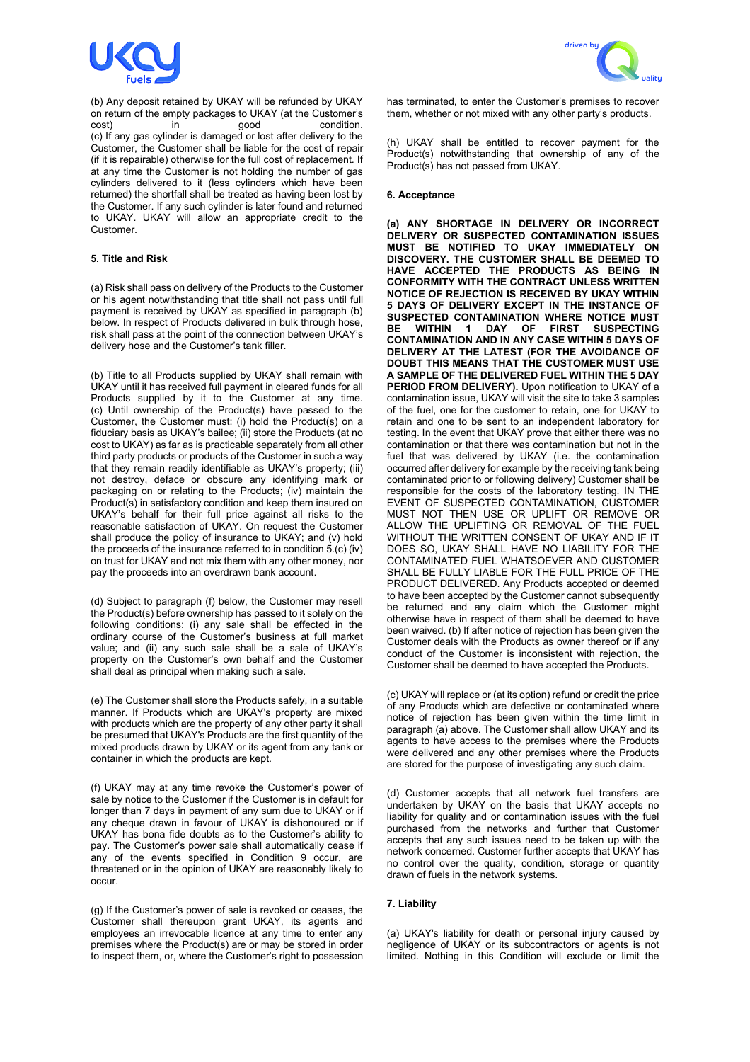(b) Any deposit retained by UKAY will be refunded by UKAY on return of the empty packages to UKAY (at the Customer's cost) in good condition.
(c) If any gas cylinder is damaged or lost after delivery to the Customer, the Customer shall be liable for the cost of repair (if it is repairable) otherwise for the full cost of replacement. If at any time the Customer is not holding the number of gas cylinders delivered to it (less cylinders which have been returned) the shortfall shall be treated as having been lost by the Customer. If any such cylinder is later found and returned to UKAY. UKAY will allow an appropriate credit to the Customer.

**5. Title and Risk**

(a) Risk shall pass on delivery of the Products to the Customer or his agent notwithstanding that title shall not pass until full payment is received by UKAY as specified in paragraph (b) below. In respect of Products delivered in bulk through hose, risk shall pass at the point of the connection between UKAY's delivery hose and the Customer's tank filler.

(b) Title to all Products supplied by UKAY shall remain with UKAY until it has received full payment in cleared funds for all Products supplied by it to the Customer at any time.
(c) Until ownership of the Product(s) have passed to the Customer, the Customer must: (i) hold the Product(s) on a fiduciary basis as UKAY's bailee; (ii) store the Products (at no cost to UKAY) as far as is practicable separately from all other third party products or products of the Customer in such a way that they remain readily identifiable as UKAY's property; (iii) not destroy, deface or obscure any identifying mark or packaging on or relating to the Products; (iv) maintain the Product(s) in satisfactory condition and keep them insured on UKAY's behalf for their full price against all risks to the reasonable satisfaction of UKAY. On request the Customer shall produce the policy of insurance to UKAY; and (v) hold the proceeds of the insurance referred to in condition 5.(c) (iv) on trust for UKAY and not mix them with any other money, nor pay the proceeds into an overdrawn bank account.

(d) Subject to paragraph (f) below, the Customer may resell the Product(s) before ownership has passed to it solely on the following conditions: (i) any sale shall be effected in the ordinary course of the Customer's business at full market value; and (ii) any such sale shall be a sale of UKAY's property on the Customer's own behalf and the Customer shall deal as principal when making such a sale.

(e) The Customer shall store the Products safely, in a suitable manner. If Products which are UKAY's property are mixed with products which are the property of any other party it shall be presumed that UKAY's Products are the first quantity of the mixed products drawn by UKAY or its agent from any tank or container in which the products are kept.

(f) UKAY may at any time revoke the Customer's power of sale by notice to the Customer if the Customer is in default for longer than 7 days in payment of any sum due to UKAY or if any cheque drawn in favour of UKAY is dishonoured or if UKAY has bona fide doubts as to the Customer's ability to pay. The Customer's power sale shall automatically cease if any of the events specified in Condition 9 occur, are threatened or in the opinion of UKAY are reasonably likely to occur.

(g) If the Customer's power of sale is revoked or ceases, the Customer shall thereupon grant UKAY, its agents and employees an irrevocable licence at any time to enter any premises where the Product(s) are or may be stored in order to inspect them, or, where the Customer's right to possession has terminated, to enter the Customer's premises to recover them, whether or not mixed with any other party's products.

(h) UKAY shall be entitled to recover payment for the Product(s) notwithstanding that ownership of any of the Product(s) has not passed from UKAY.

**6. Acceptance**

**(a) ANY SHORTAGE IN DELIVERY OR INCORRECT DELIVERY OR SUSPECTED CONTAMINATION ISSUES MUST BE NOTIFIED TO UKAY IMMEDIATELY ON DISCOVERY. THE CUSTOMER SHALL BE DEEMED TO HAVE ACCEPTED THE PRODUCTS AS BEING IN CONFORMITY WITH THE CONTRACT UNLESS WRITTEN NOTICE OF REJECTION IS RECEIVED BY UKAY WITHIN 5 DAYS OF DELIVERY EXCEPT IN THE INSTANCE OF SUSPECTED CONTAMINATION WHERE NOTICE MUST BE WITHIN 1 DAY OF FIRST SUSPECTING CONTAMINATION AND IN ANY CASE WITHIN 5 DAYS OF DELIVERY AT THE LATEST (FOR THE AVOIDANCE OF DOUBT THIS MEANS THAT THE CUSTOMER MUST USE A SAMPLE OF THE DELIVERED FUEL WITHIN THE 5 DAY PERIOD FROM DELIVERY).** Upon notification to UKAY of a contamination issue, UKAY will visit the site to take 3 samples of the fuel, one for the customer to retain, one for UKAY to retain and one to be sent to an independent laboratory for testing. In the event that UKAY prove that either there was no contamination or that there was contamination but not in the fuel that was delivered by UKAY (i.e. the contamination occurred after delivery for example by the receiving tank being contaminated prior to or following delivery) Customer shall be responsible for the costs of the laboratory testing. IN THE EVENT OF SUSPECTED CONTAMINATION, CUSTOMER MUST NOT THEN USE OR UPLIFT OR REMOVE OR ALLOW THE UPLIFTING OR REMOVAL OF THE FUEL WITHOUT THE WRITTEN CONSENT OF UKAY AND IF IT DOES SO, UKAY SHALL HAVE NO LIABILITY FOR THE CONTAMINATED FUEL WHATSOEVER AND CUSTOMER SHALL BE FULLY LIABLE FOR THE FULL PRICE OF THE PRODUCT DELIVERED. Any Products accepted or deemed to have been accepted by the Customer cannot subsequently be returned and any claim which the Customer might otherwise have in respect of them shall be deemed to have been waived. (b) If after notice of rejection has been given the Customer deals with the Products as owner thereof or if any conduct of the Customer is inconsistent with rejection, the Customer shall be deemed to have accepted the Products.

(c) UKAY will replace or (at its option) refund or credit the price of any Products which are defective or contaminated where notice of rejection has been given within the time limit in paragraph (a) above. The Customer shall allow UKAY and its agents to have access to the premises where the Products were delivered and any other premises where the Products are stored for the purpose of investigating any such claim.

(d) Customer accepts that all network fuel transfers are undertaken by UKAY on the basis that UKAY accepts no liability for quality and or contamination issues with the fuel purchased from the networks and further that Customer accepts that any such issues need to be taken up with the network concerned. Customer further accepts that UKAY has no control over the quality, condition, storage or quantity drawn of fuels in the network systems.

**7. Liability**

(a) UKAY's liability for death or personal injury caused by negligence of UKAY or its subcontractors or agents is not limited. Nothing in this Condition will exclude or limit the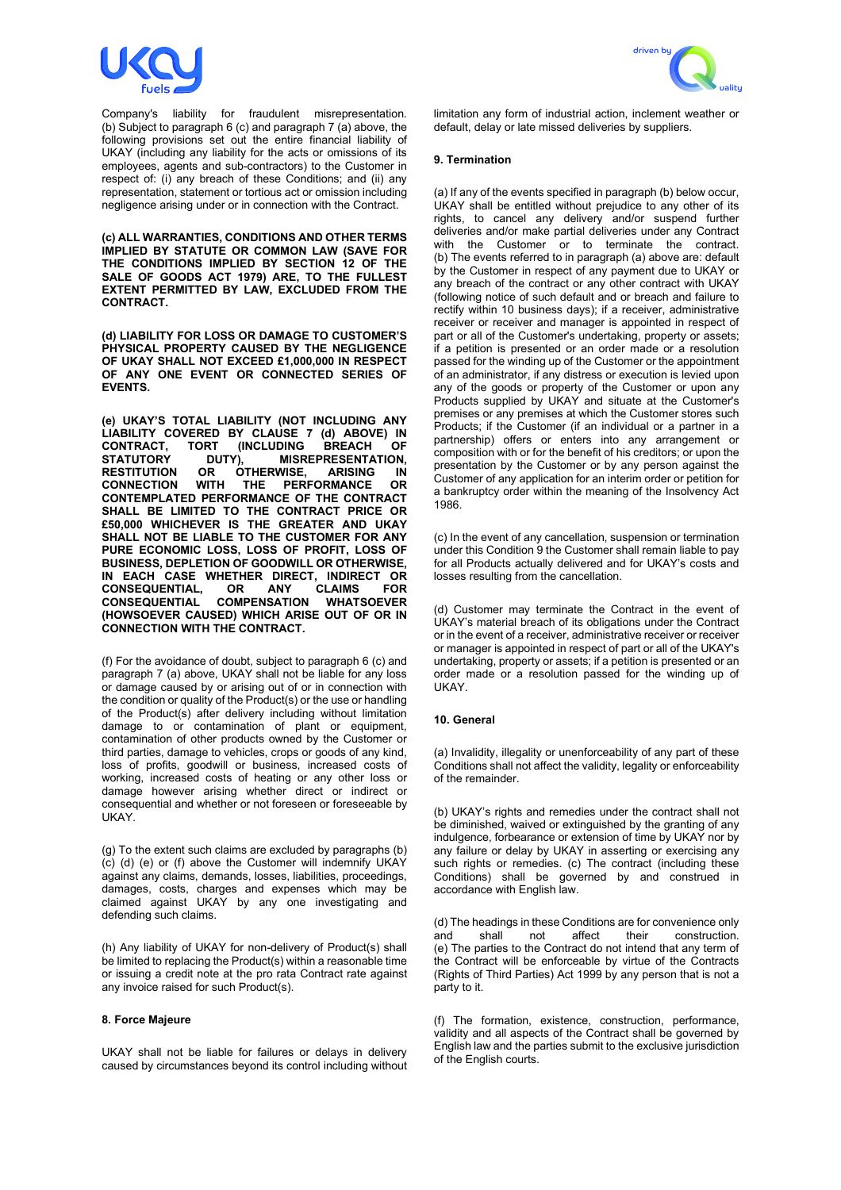Company's liability for fraudulent misrepresentation. (b) Subject to paragraph 6 (c) and paragraph 7 (a) above, the following provisions set out the entire financial liability of UKAY (including any liability for the acts or omissions of its employees, agents and sub-contractors) to the Customer in respect of: (i) any breach of these Conditions; and (ii) any representation, statement or tortious act or omission including negligence arising under or in connection with the Contract.

**(c) ALL WARRANTIES, CONDITIONS AND OTHER TERMS IMPLIED BY STATUTE OR COMMON LAW (SAVE FOR THE CONDITIONS IMPLIED BY SECTION 12 OF THE SALE OF GOODS ACT 1979) ARE, TO THE FULLEST EXTENT PERMITTED BY LAW, EXCLUDED FROM THE CONTRACT.**

**(d) LIABILITY FOR LOSS OR DAMAGE TO CUSTOMER'S PHYSICAL PROPERTY CAUSED BY THE NEGLIGENCE OF UKAY SHALL NOT EXCEED £1,000,000 IN RESPECT OF ANY ONE EVENT OR CONNECTED SERIES OF EVENTS.**

**(e) UKAY'S TOTAL LIABILITY (NOT INCLUDING ANY LIABILITY COVERED BY CLAUSE 7 (d) ABOVE) IN CONTRACT, TORT (INCLUDING BREACH OF STATUTORY DUTY), MISREPRESENTATION, RESTITUTION OR OTHERWISE, ARISING IN CONNECTION WITH THE PERFORMANCE OR CONTEMPLATED PERFORMANCE OF THE CONTRACT SHALL BE LIMITED TO THE CONTRACT PRICE OR £50,000 WHICHEVER IS THE GREATER AND UKAY SHALL NOT BE LIABLE TO THE CUSTOMER FOR ANY PURE ECONOMIC LOSS, LOSS OF PROFIT, LOSS OF BUSINESS, DEPLETION OF GOODWILL OR OTHERWISE, IN EACH CASE WHETHER DIRECT, INDIRECT OR CONSEQUENTIAL, OR ANY CLAIMS FOR CONSEQUENTIAL COMPENSATION WHATSOEVER (HOWSOEVER CAUSED) WHICH ARISE OUT OF OR IN CONNECTION WITH THE CONTRACT.**

(f) For the avoidance of doubt, subject to paragraph 6 (c) and paragraph 7 (a) above, UKAY shall not be liable for any loss or damage caused by or arising out of or in connection with the condition or quality of the Product(s) or the use or handling of the Product(s) after delivery including without limitation damage to or contamination of plant or equipment, contamination of other products owned by the Customer or third parties, damage to vehicles, crops or goods of any kind, loss of profits, goodwill or business, increased costs of working, increased costs of heating or any other loss or damage however arising whether direct or indirect or consequential and whether or not foreseen or foreseeable by UKAY.

(g) To the extent such claims are excluded by paragraphs (b) (c) (d) (e) or (f) above the Customer will indemnify UKAY against any claims, demands, losses, liabilities, proceedings, damages, costs, charges and expenses which may be claimed against UKAY by any one investigating and defending such claims.

(h) Any liability of UKAY for non-delivery of Product(s) shall be limited to replacing the Product(s) within a reasonable time or issuing a credit note at the pro rata Contract rate against any invoice raised for such Product(s).

### 8. Force Majeure

UKAY shall not be liable for failures or delays in delivery caused by circumstances beyond its control including without limitation any form of industrial action, inclement weather or default, delay or late missed deliveries by suppliers.

### 9. Termination

(a) If any of the events specified in paragraph (b) below occur, UKAY shall be entitled without prejudice to any other of its rights, to cancel any delivery and/or suspend further deliveries and/or make partial deliveries under any Contract with the Customer or to terminate the contract. (b) The events referred to in paragraph (a) above are: default by the Customer in respect of any payment due to UKAY or any breach of the contract or any other contract with UKAY (following notice of such default and or breach and failure to rectify within 10 business days); if a receiver, administrative receiver or receiver and manager is appointed in respect of part or all of the Customer's undertaking, property or assets; if a petition is presented or an order made or a resolution passed for the winding up of the Customer or the appointment of an administrator, if any distress or execution is levied upon any of the goods or property of the Customer or upon any Products supplied by UKAY and situate at the Customer's premises or any premises at which the Customer stores such Products; if the Customer (if an individual or a partner in a partnership) offers or enters into any arrangement or composition with or for the benefit of his creditors; or upon the presentation by the Customer or by any person against the Customer of any application for an interim order or petition for a bankruptcy order within the meaning of the Insolvency Act 1986.

(c) In the event of any cancellation, suspension or termination under this Condition 9 the Customer shall remain liable to pay for all Products actually delivered and for UKAY's costs and losses resulting from the cancellation.

(d) Customer may terminate the Contract in the event of UKAY's material breach of its obligations under the Contract or in the event of a receiver, administrative receiver or receiver or manager is appointed in respect of part or all of the UKAY's undertaking, property or assets; if a petition is presented or an order made or a resolution passed for the winding up of UKAY.

### 10. General

(a) Invalidity, illegality or unenforceability of any part of these Conditions shall not affect the validity, legality or enforceability of the remainder.

(b) UKAY's rights and remedies under the contract shall not be diminished, waived or extinguished by the granting of any indulgence, forbearance or extension of time by UKAY nor by any failure or delay by UKAY in asserting or exercising any such rights or remedies. (c) The contract (including these Conditions) shall be governed by and construed in accordance with English law.

(d) The headings in these Conditions are for convenience only and shall not affect their construction. (e) The parties to the Contract do not intend that any term of the Contract will be enforceable by virtue of the Contracts (Rights of Third Parties) Act 1999 by any person that is not a party to it.

(f) The formation, existence, construction, performance, validity and all aspects of the Contract shall be governed by English law and the parties submit to the exclusive jurisdiction of the English courts.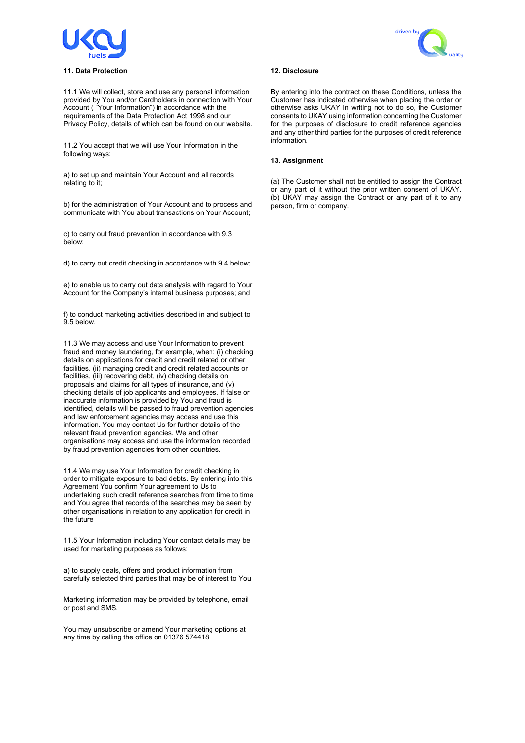## 11. Data Protection

11.1 We will collect, store and use any personal information provided by You and/or Cardholders in connection with Your Account ( "Your Information") in accordance with the requirements of the Data Protection Act 1998 and our Privacy Policy, details of which can be found on our website.

11.2 You accept that we will use Your Information in the following ways:

a) to set up and maintain Your Account and all records relating to it;

b) for the administration of Your Account and to process and communicate with You about transactions on Your Account;

c) to carry out fraud prevention in accordance with 9.3 below;

d) to carry out credit checking in accordance with 9.4 below;

e) to enable us to carry out data analysis with regard to Your Account for the Company's internal business purposes; and

f) to conduct marketing activities described in and subject to 9.5 below.

11.3 We may access and use Your Information to prevent fraud and money laundering, for example, when: (i) checking details on applications for credit and credit related or other facilities, (ii) managing credit and credit related accounts or facilities, (iii) recovering debt, (iv) checking details on proposals and claims for all types of insurance, and (v) checking details of job applicants and employees. If false or inaccurate information is provided by You and fraud is identified, details will be passed to fraud prevention agencies and law enforcement agencies may access and use this information. You may contact Us for further details of the relevant fraud prevention agencies. We and other organisations may access and use the information recorded by fraud prevention agencies from other countries.

11.4 We may use Your Information for credit checking in order to mitigate exposure to bad debts. By entering into this Agreement You confirm Your agreement to Us to undertaking such credit reference searches from time to time and You agree that records of the searches may be seen by other organisations in relation to any application for credit in the future

11.5 Your Information including Your contact details may be used for marketing purposes as follows:

a) to supply deals, offers and product information from carefully selected third parties that may be of interest to You

Marketing information may be provided by telephone, email or post and SMS.

You may unsubscribe or amend Your marketing options at any time by calling the office on 01376 574418.

## 12. Disclosure

By entering into the contract on these Conditions, unless the Customer has indicated otherwise when placing the order or otherwise asks UKAY in writing not to do so, the Customer consents to UKAY using information concerning the Customer for the purposes of disclosure to credit reference agencies and any other third parties for the purposes of credit reference information.

## 13. Assignment

(a) The Customer shall not be entitled to assign the Contract or any part of it without the prior written consent of UKAY.
(b) UKAY may assign the Contract or any part of it to any person, firm or company.